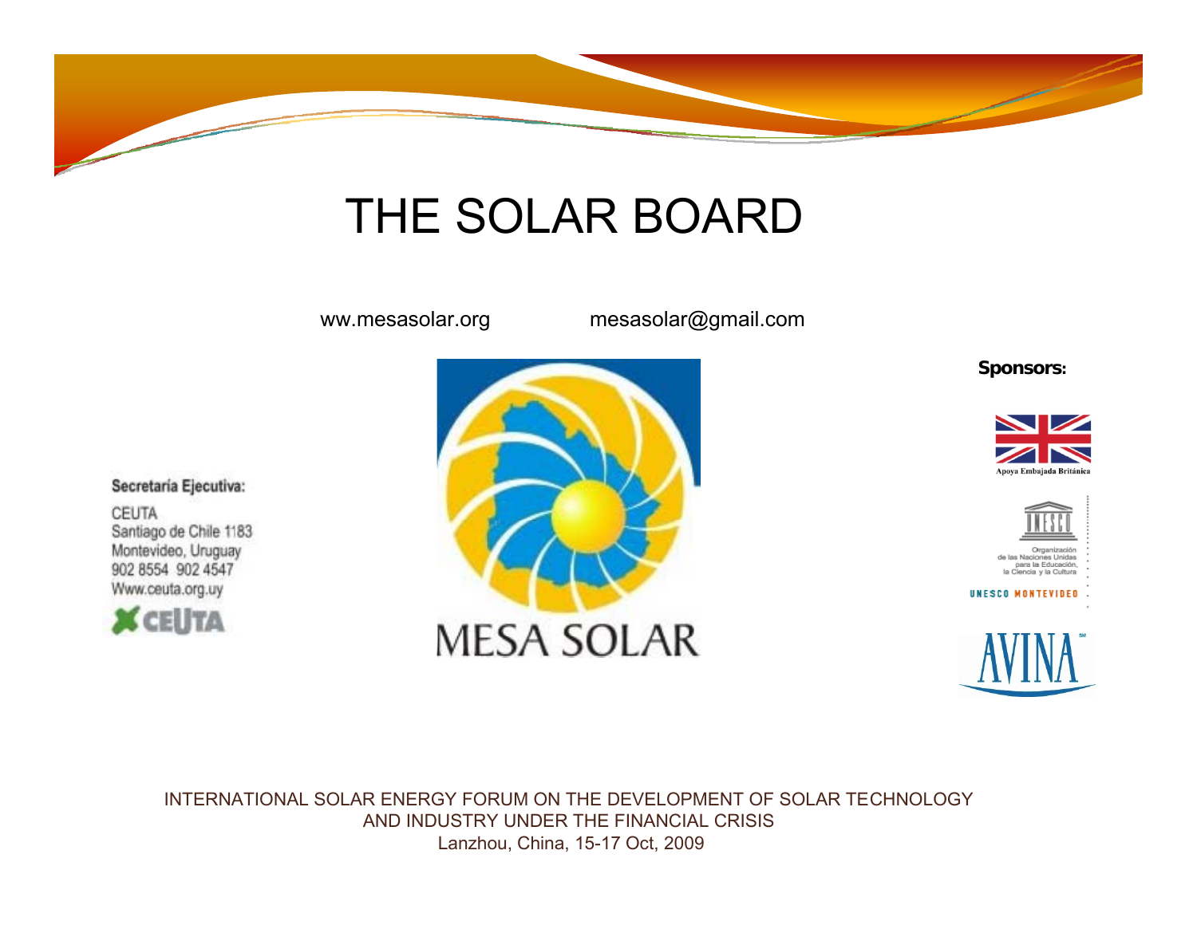# THE SOLAR BOARD

ww.mesasolar.org mesasolar@gmail.com

**Secretaría Ejecutiva:**

CEUTA
Santiago de Chile 1183
Montevideo, Uruguay
902 8554 902 4547
Www.ceuta.org.uy

CEUTA

MESA SOLAR

**Sponsors:**

Apoya Embajada Británica

UNESCO

Organización de las Naciones Unidas para la Educación, la Ciencia y la Cultura

UNESCO MONTEVIDEO

AVINA

INTERNATIONAL SOLAR ENERGY FORUM ON THE DEVELOPMENT OF SOLAR TECHNOLOGY AND INDUSTRY UNDER THE FINANCIAL CRISIS
Lanzhou, China, 15-17 Oct, 2009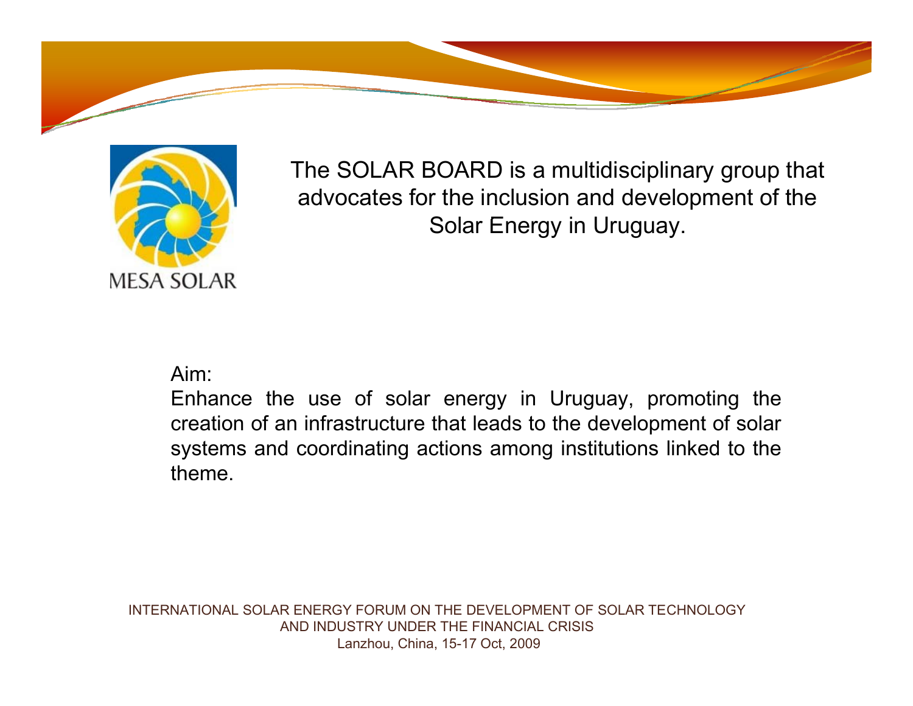MESA SOLAR

The SOLAR BOARD is a multidisciplinary group that advocates for the inclusion and development of the Solar Energy in Uruguay.

Aim:

Enhance the use of solar energy in Uruguay, promoting the creation of an infrastructure that leads to the development of solar systems and coordinating actions among institutions linked to the theme.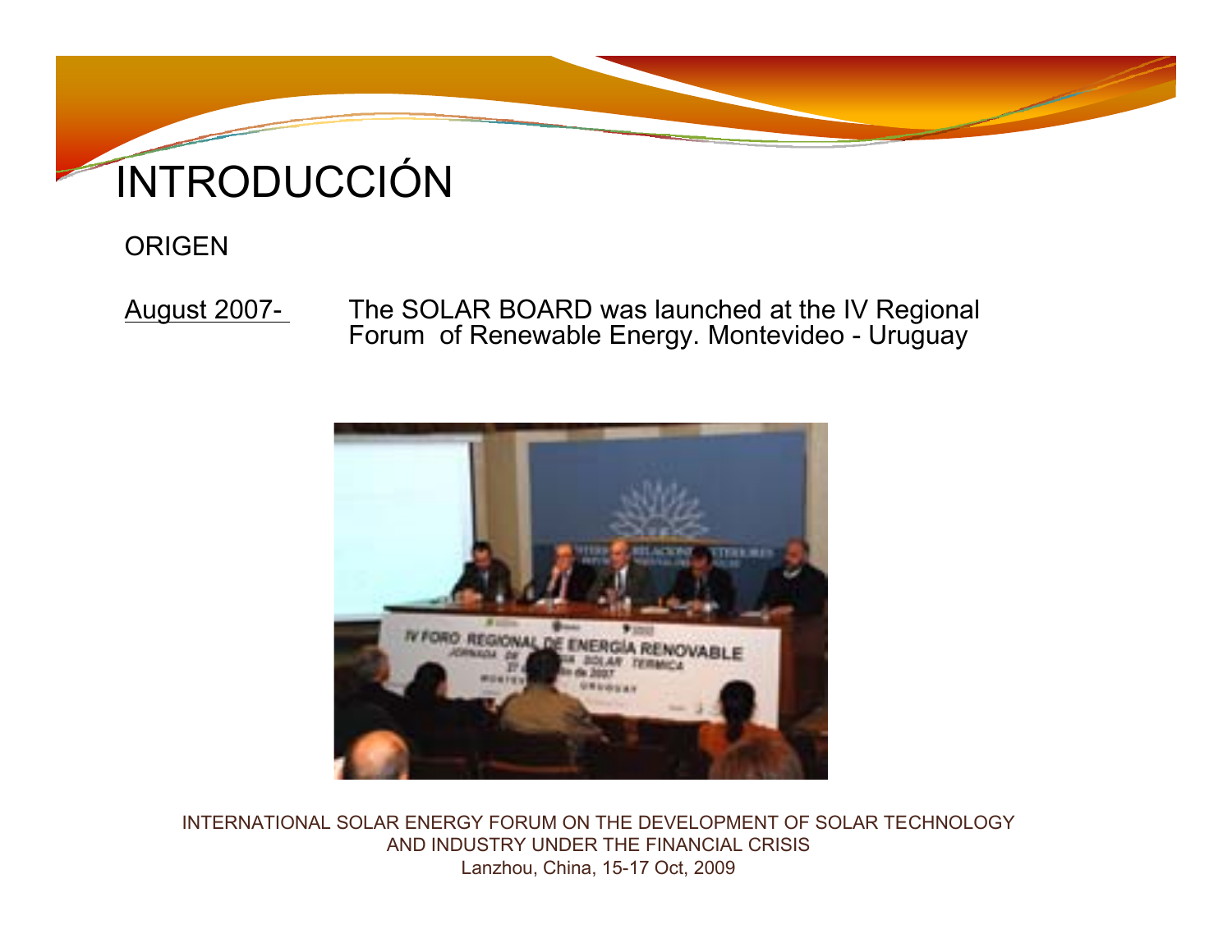# INTRODUCCIÓN

ORIGEN

August 2007- The SOLAR BOARD was launched at the IV Regional Forum of Renewable Energy. Montevideo - Uruguay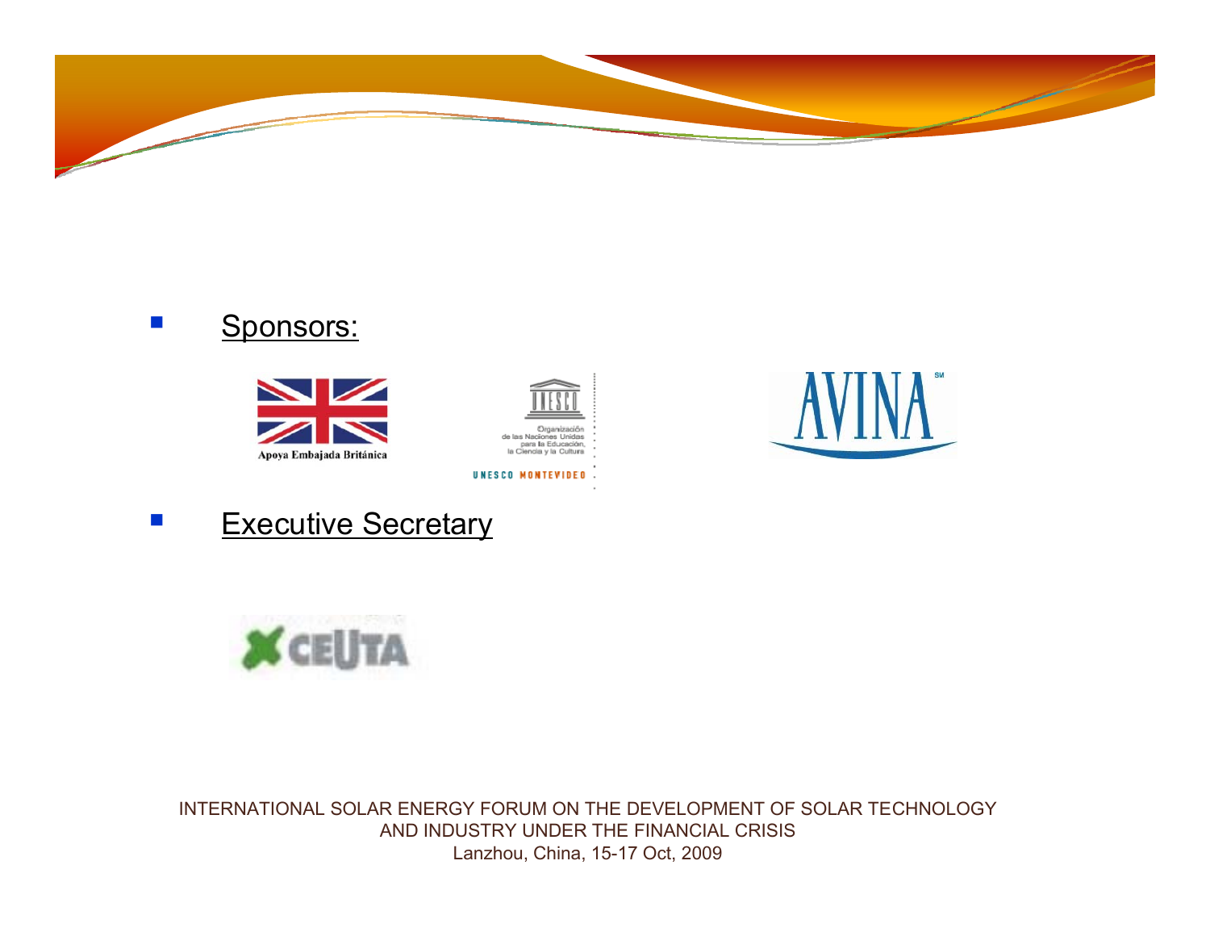- Sponsors:

Apoya Embajada Británica

UNESCO
Organización de las Naciones Unidas para la Educación, la Ciencia y la Cultura
UNESCO MONTEVIDEO

AVINA

- Executive Secretary

CEUTA

INTERNATIONAL SOLAR ENERGY FORUM ON THE DEVELOPMENT OF SOLAR TECHNOLOGY AND INDUSTRY UNDER THE FINANCIAL CRISIS
Lanzhou, China, 15-17 Oct, 2009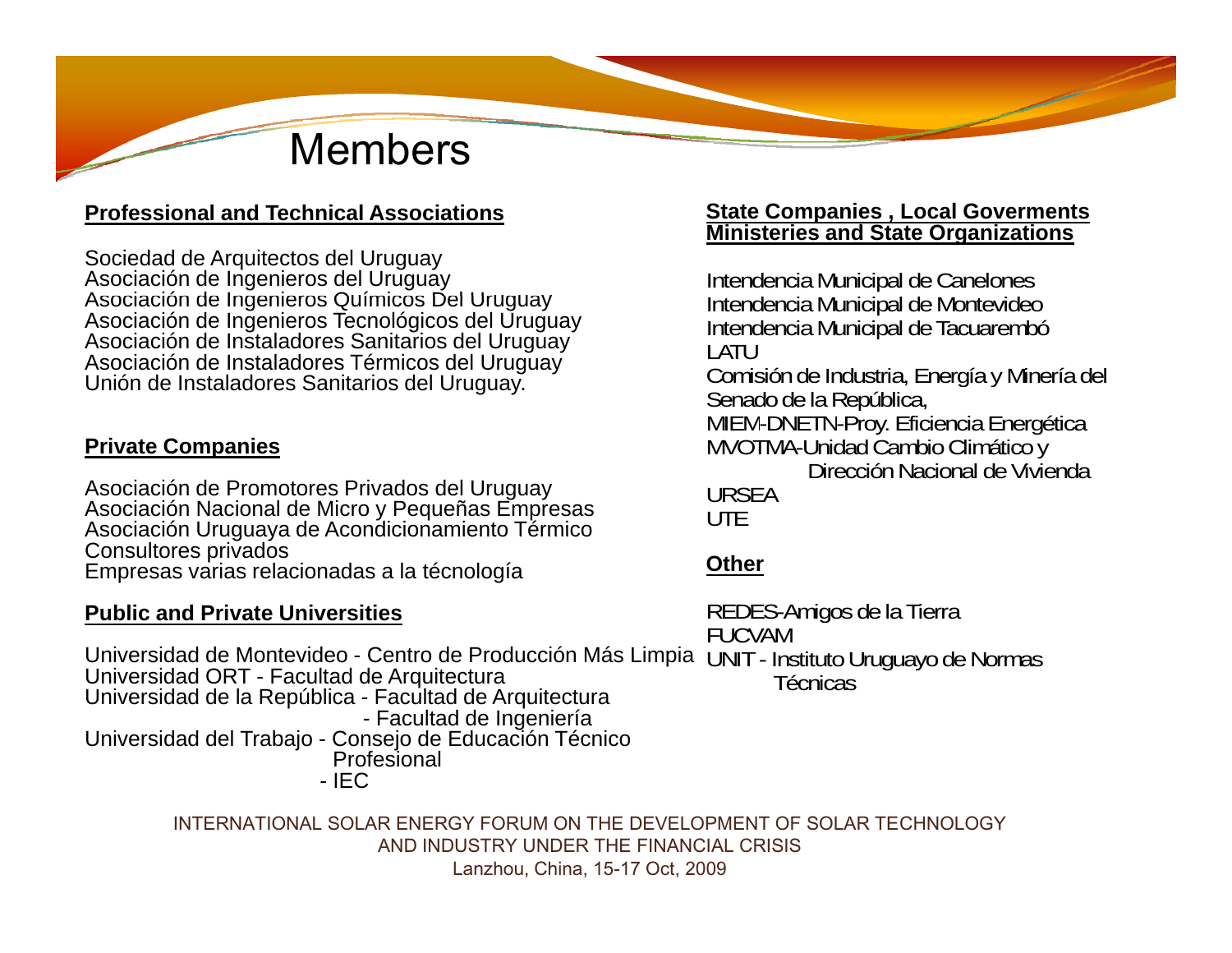# Members

**Professional and Technical Associations**

Sociedad de Arquitectos del Uruguay
Asociación de Ingenieros del Uruguay
Asociación de Ingenieros Químicos Del Uruguay
Asociación de Ingenieros Tecnológicos del Uruguay
Asociación de Instaladores Sanitarios del Uruguay
Asociación de Instaladores Térmicos del Uruguay
Unión de Instaladores Sanitarios del Uruguay.

**Private Companies**

Asociación de Promotores Privados del Uruguay
Asociación Nacional de Micro y Pequeñas Empresas
Asociación Uruguaya de Acondicionamiento Térmico
Consultores privados
Empresas varias relacionadas a la técnología

**Public and Private Universities**

Universidad de Montevideo - Centro de Producción Más Limpia
Universidad ORT - Facultad de Arquitectura
Universidad de la República - Facultad de Arquitectura
- Facultad de Ingeniería
Universidad del Trabajo - Consejo de Educación Técnico Profesional
- IEC

**State Companies , Local Goverments Ministeries and State Organizations**

Intendencia Municipal de Canelones
Intendencia Municipal de Montevideo
Intendencia Municipal de Tacuarembó
LATU
Comisión de Industria, Energía y Minería del Senado de la República,
MIEM-DNETN-Proy. Eficiencia Energética
MVOTMA-Unidad Cambio Climático y Dirección Nacional de Vivienda
URSEA
UTE

**Other**

REDES-Amigos de la Tierra
FUCVAM
UNIT - Instituto Uruguayo de Normas Técnicas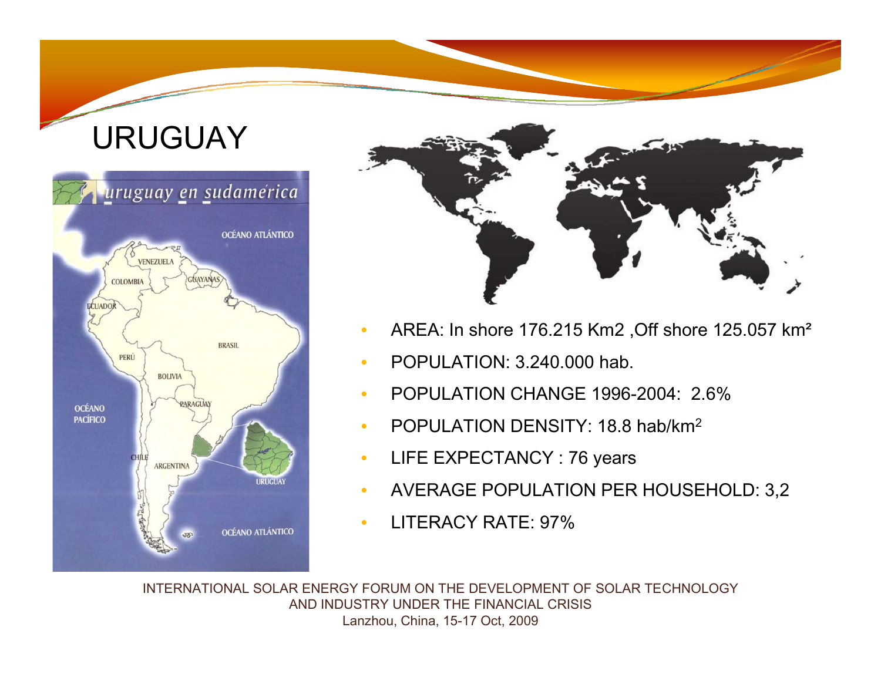# URUGUAY

- AREA: In shore 176.215 Km2 ,Off shore 125.057 km²
- POPULATION: 3.240.000 hab.
- POPULATION CHANGE 1996-2004: 2.6%
- POPULATION DENSITY: 18.8 hab/km$^2$
- LIFE EXPECTANCY : 76 years
- AVERAGE POPULATION PER HOUSEHOLD: 3,2
- LITERACY RATE: 97%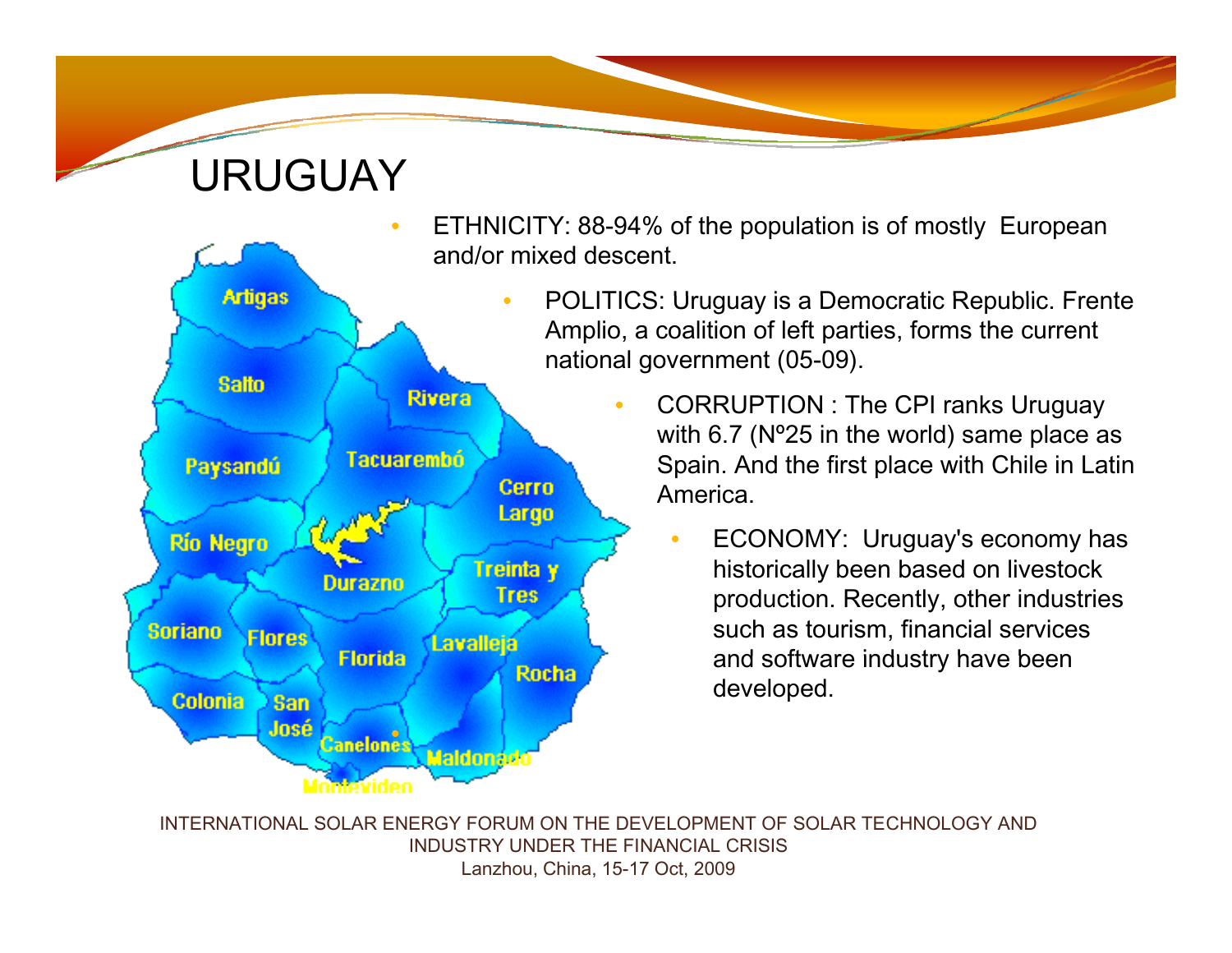# URUGUAY

- ETHNICITY: 88-94% of the population is of mostly European and/or mixed descent.
- POLITICS: Uruguay is a Democratic Republic. Frente Amplio, a coalition of left parties, forms the current national government (05-09).
- CORRUPTION : The CPI ranks Uruguay with 6.7 (Nº25 in the world) same place as Spain. And the first place with Chile in Latin America.
- ECONOMY: Uruguay's economy has historically been based on livestock production. Recently, other industries such as tourism, financial services and software industry have been developed.

Artigas, Salto, Rivera, Paysandú, Tacuarembó, Cerro Largo, Río Negro, Durazno, Treinta y Tres, Soriano, Flores, Florida, Lavalleja, Rocha, Colonia, San José, Canelones, Maldonado, Montevideo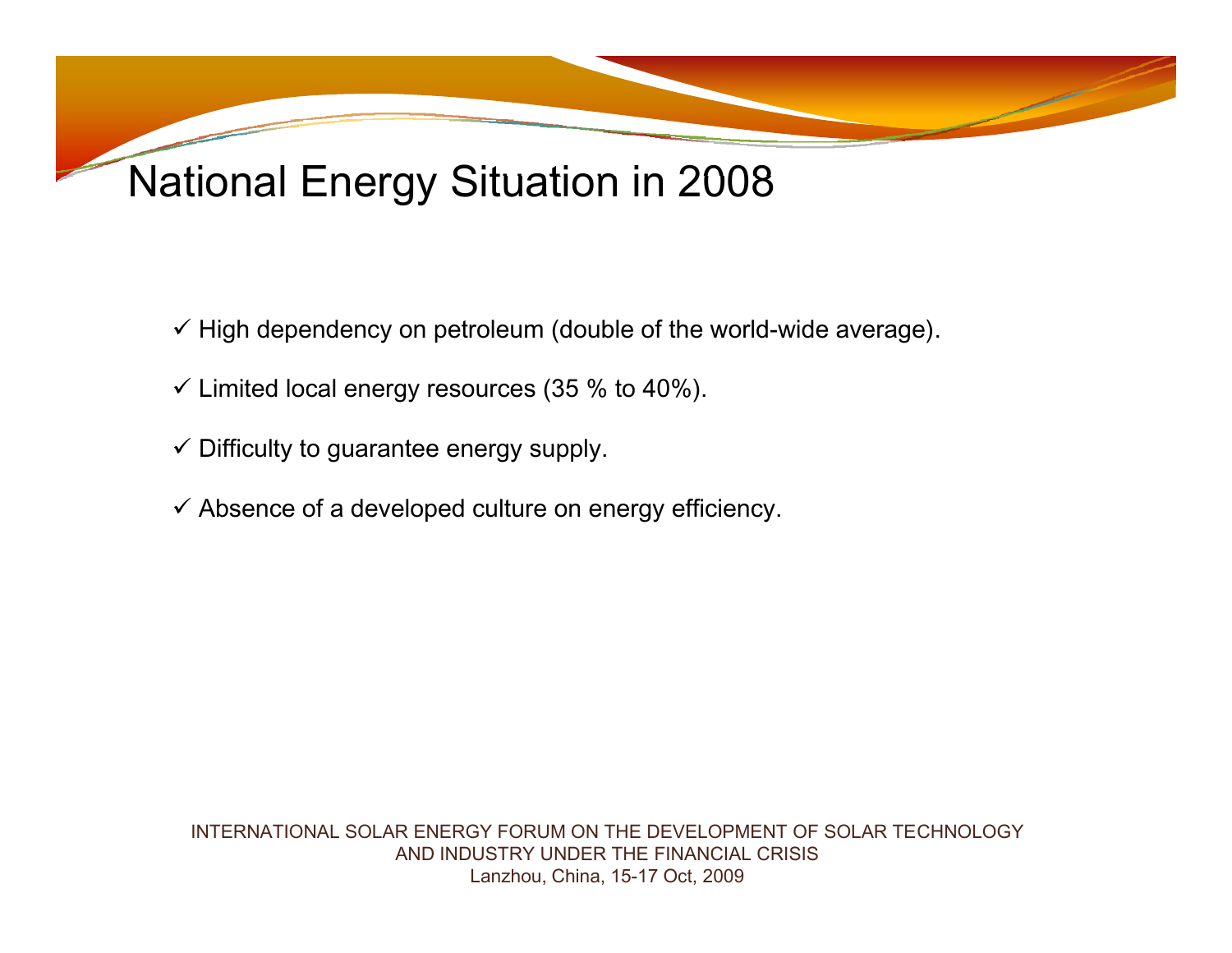# National Energy Situation in 2008

- ✓ High dependency on petroleum (double of the world-wide average).
- ✓ Limited local energy resources (35 % to 40%).
- ✓ Difficulty to guarantee energy supply.
- ✓ Absence of a developed culture on energy efficiency.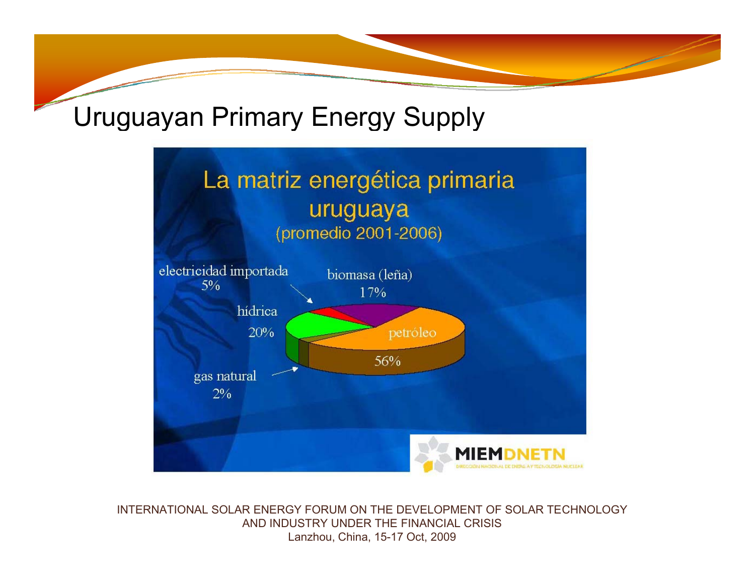# Uruguayan Primary Energy Supply

La matriz energética primaria uruguaya
(promedio 2001-2006)

- electricidad importada 5%
- biomasa (leña) 17%
- hídrica 20%
- petróleo 56%
- gas natural 2%

MIEM DNETN
DIRECCION NACIONAL DE ENERGIA Y TECNOLOGIA NUCLEAR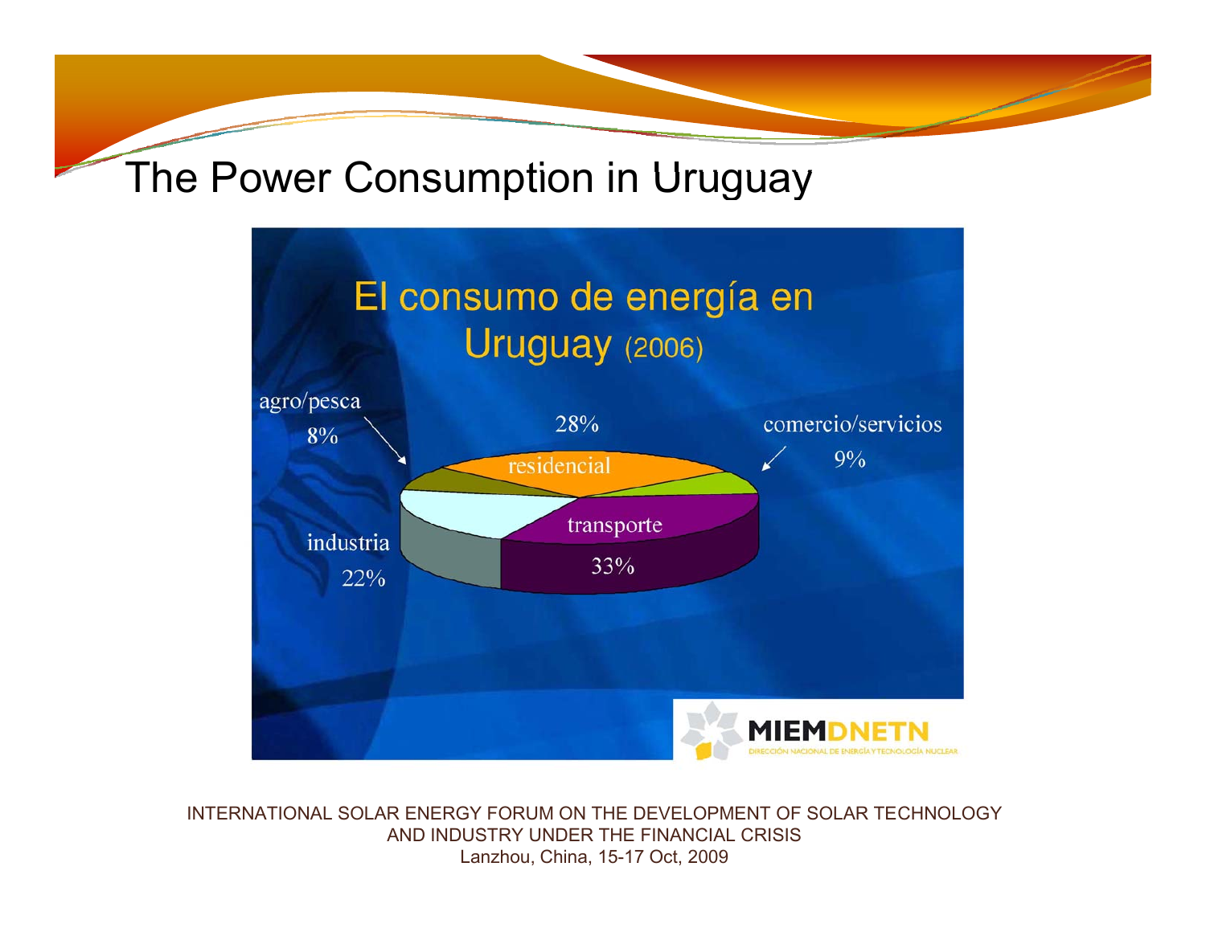# The Power Consumption in Uruguay

El consumo de energía en Uruguay (2006)

agro/pesca 8%

28% residencial

comercio/servicios 9%

transporte 33%

industria 22%

MIEMDNETN
DIRECCIÓN NACIONAL DE ENERGÍA Y TECNOLOGÍA NUCLEAR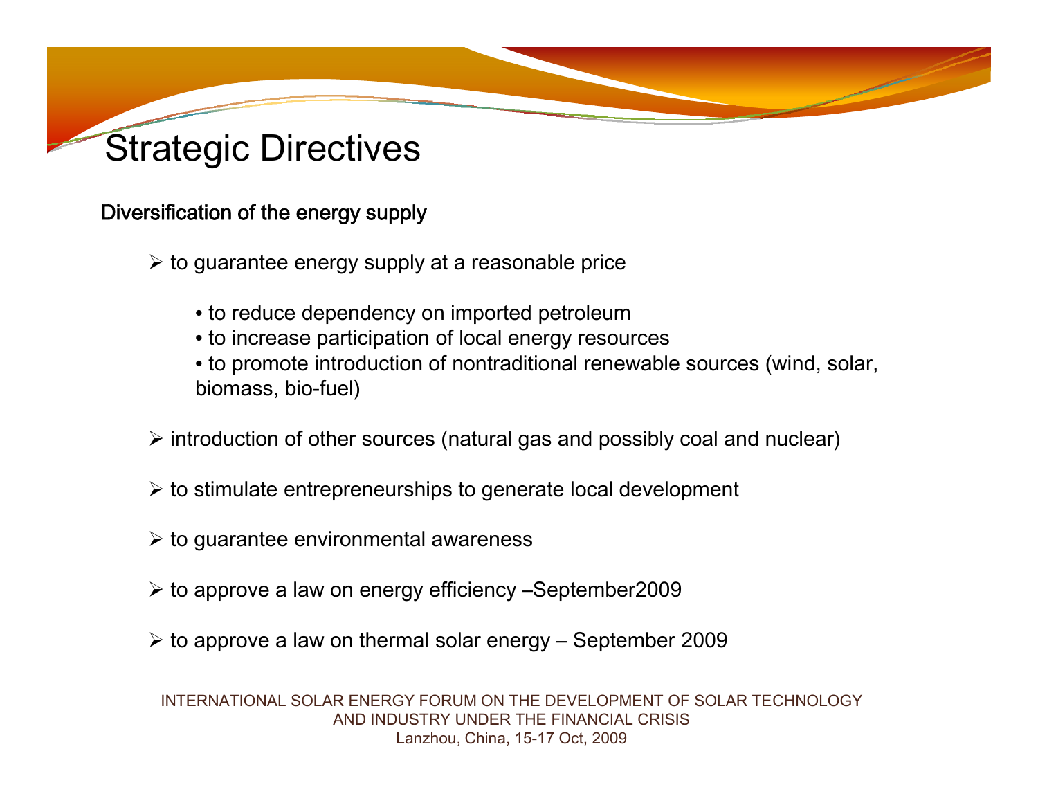# Strategic Directives

**Diversification of the energy supply**

- to guarantee energy supply at a reasonable price
  - to reduce dependency on imported petroleum
  - to increase participation of local energy resources
  - to promote introduction of nontraditional renewable sources (wind, solar, biomass, bio-fuel)
- introduction of other sources (natural gas and possibly coal and nuclear)
- to stimulate entrepreneurships to generate local development
- to guarantee environmental awareness
- to approve a law on energy efficiency –September2009
- to approve a law on thermal solar energy – September 2009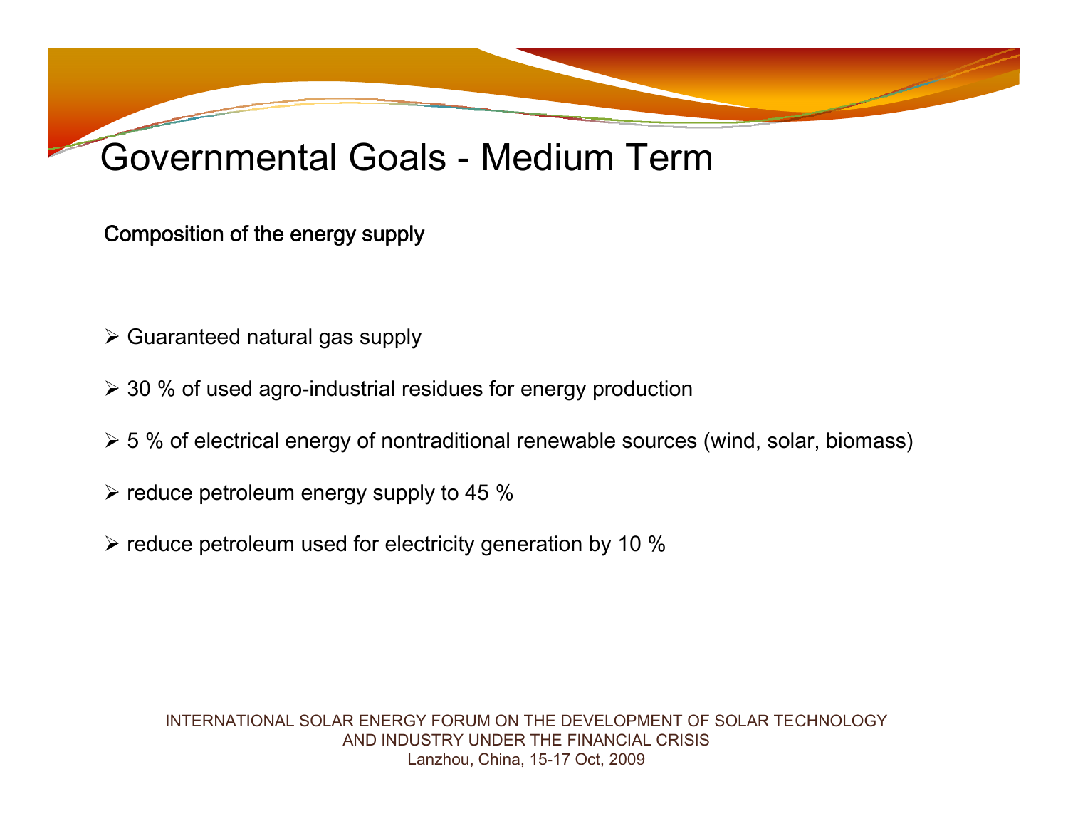# Governmental Goals - Medium Term

**Composition of the energy supply**

- Guaranteed natural gas supply
- 30 % of used agro-industrial residues for energy production
- 5 % of electrical energy of nontraditional renewable sources (wind, solar, biomass)
- reduce petroleum energy supply to 45 %
- reduce petroleum used for electricity generation by 10 %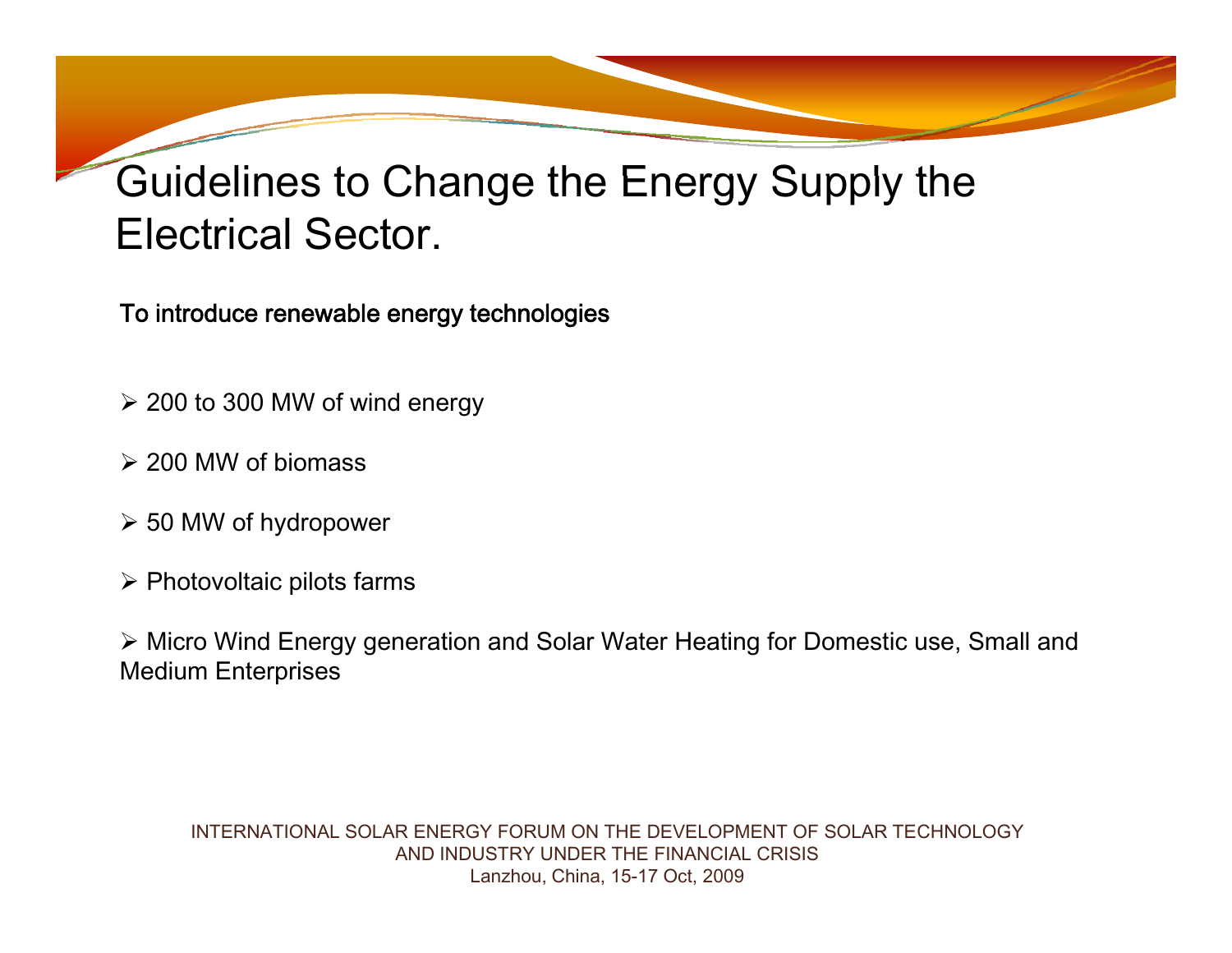# Guidelines to Change the Energy Supply the Electrical Sector.

**To introduce renewable energy technologies**

- 200 to 300 MW of wind energy
- 200 MW of biomass
- 50 MW of hydropower
- Photovoltaic pilots farms
- Micro Wind Energy generation and Solar Water Heating for Domestic use, Small and Medium Enterprises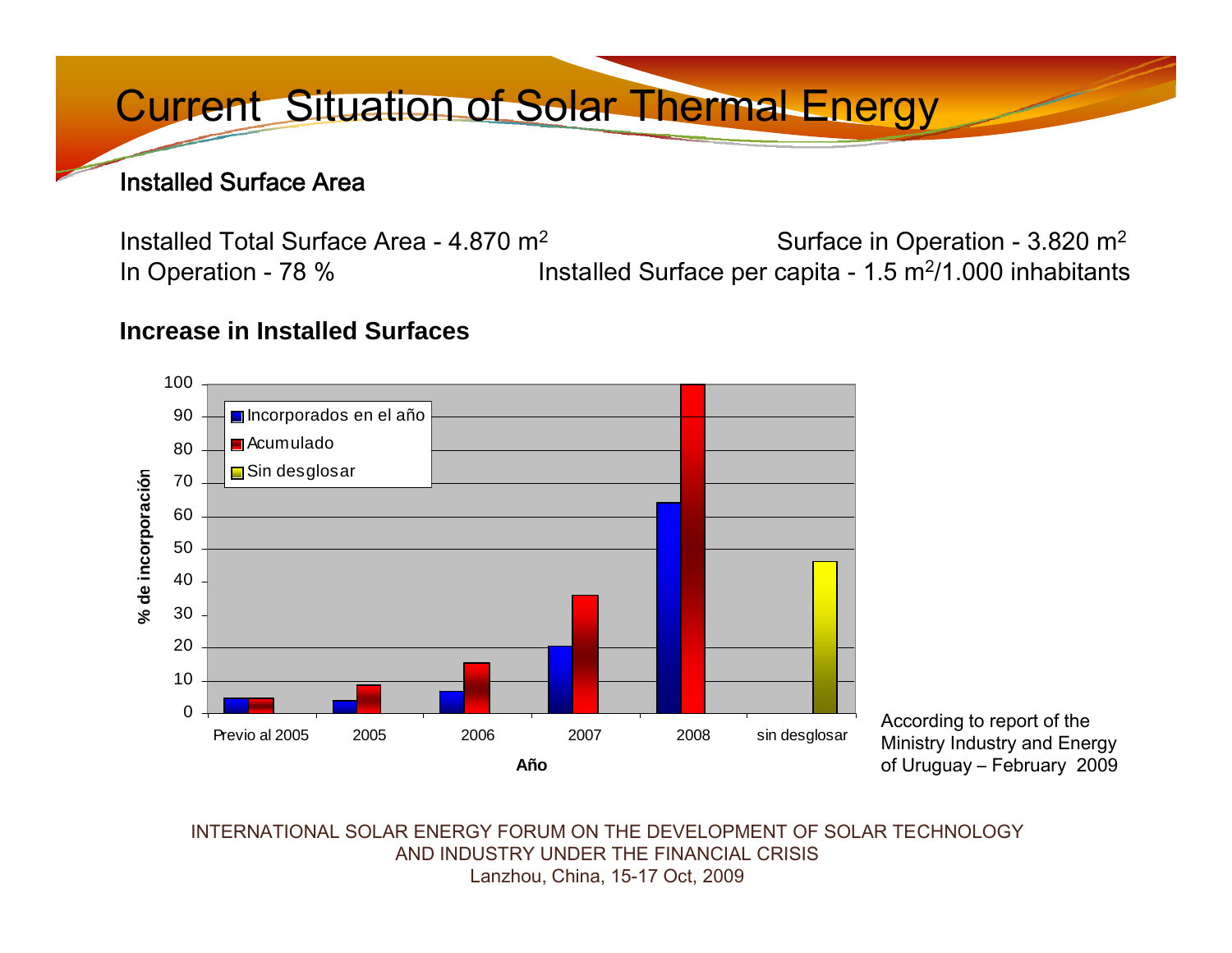# Current Situation of Solar Thermal Energy

### Installed Surface Area

Installed Total Surface Area - 4.870 $m^2$

Surface in Operation - 3.820 $m^2$

In Operation - 78 %

Installed Surface per capita - 1.5 $m^2$/1.000 inhabitants

**Increase in Installed Surfaces**

| Año | Incorporados en el año | Acumulado | Sin desglosar |
|---|---|---|---|
| Previo al 2005 | ~5 | ~5 | |
| 2005 | ~4 | ~9 | |
| 2006 | ~7 | ~15 | |
| 2007 | ~20 | ~36 | |
| 2008 | ~64 | 100 | |
| sin desglosar | | | ~46 |

% de incorporación

According to report of the Ministry Industry and Energy of Uruguay – February 2009

INTERNATIONAL SOLAR ENERGY FORUM ON THE DEVELOPMENT OF SOLAR TECHNOLOGY AND INDUSTRY UNDER THE FINANCIAL CRISIS
Lanzhou, China, 15-17 Oct, 2009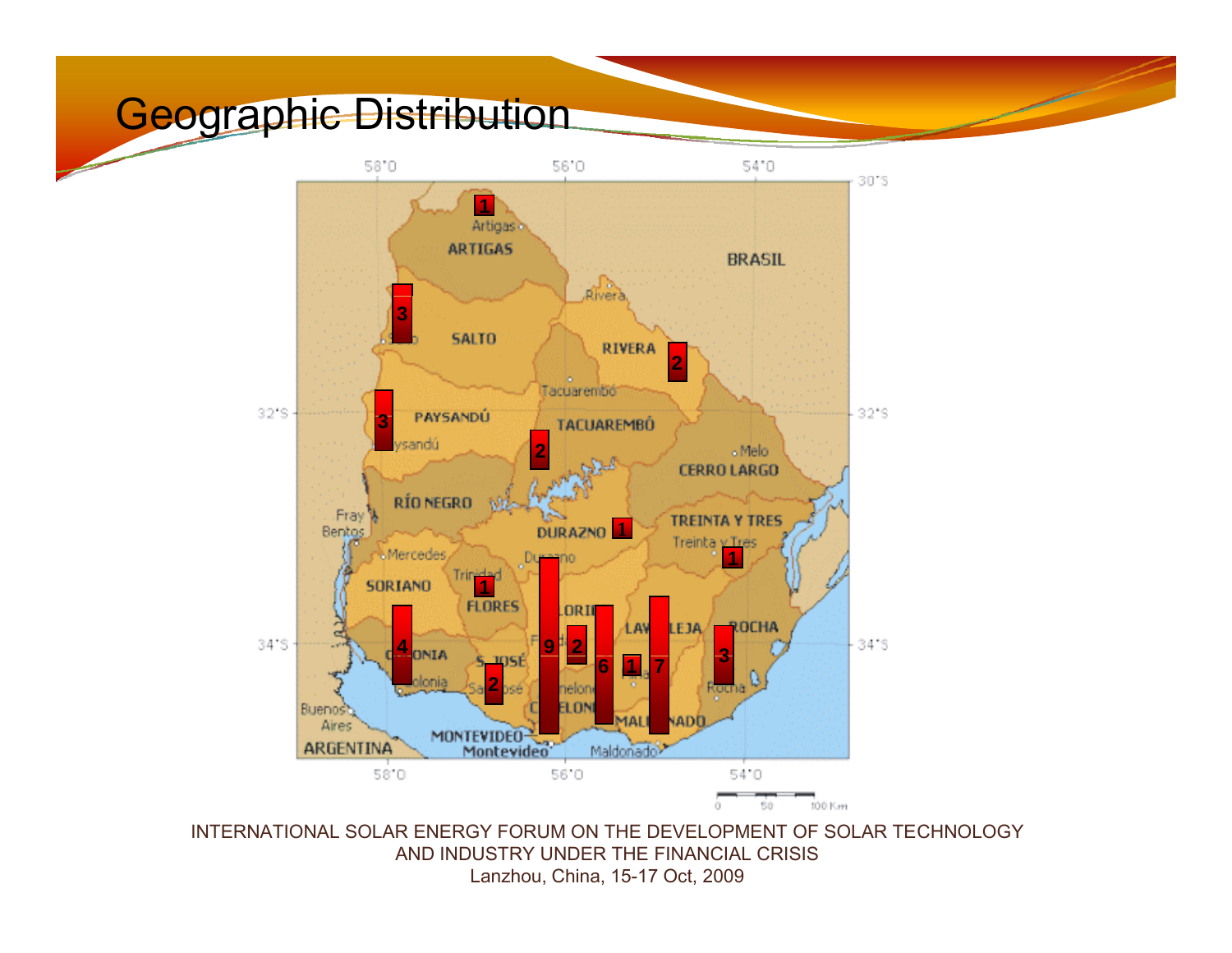# Geographic Distribution

INTERNATIONAL SOLAR ENERGY FORUM ON THE DEVELOPMENT OF SOLAR TECHNOLOGY AND INDUSTRY UNDER THE FINANCIAL CRISIS
Lanzhou, China, 15-17 Oct, 2009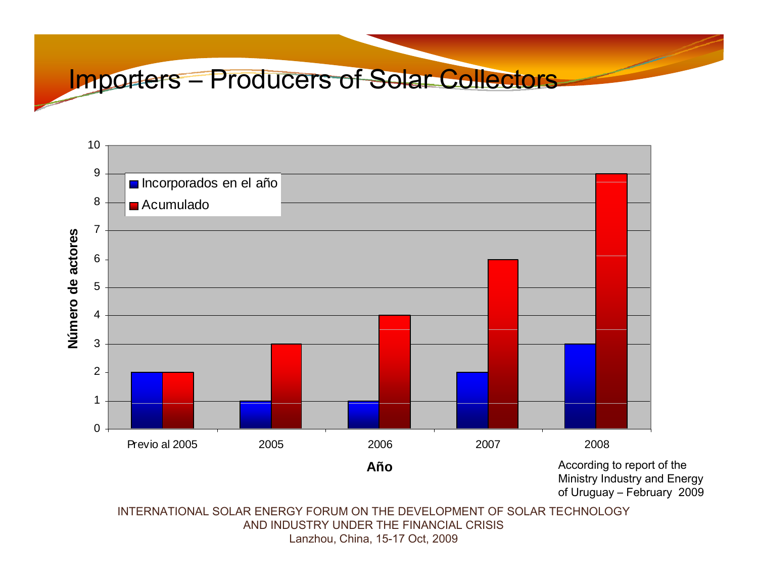# Importers – Producers of Solar Collectors

| Año | Incorporados en el año | Acumulado |
|---|---|---|
| Previo al 2005 | 2 | 2 |
| 2005 | 1 | 3 |
| 2006 | 1 | 4 |
| 2007 | 2 | 6 |
| 2008 | 3 | 9 |

Número de actores

According to report of the Ministry Industry and Energy of Uruguay – February 2009

INTERNATIONAL SOLAR ENERGY FORUM ON THE DEVELOPMENT OF SOLAR TECHNOLOGY AND INDUSTRY UNDER THE FINANCIAL CRISIS
Lanzhou, China, 15-17 Oct, 2009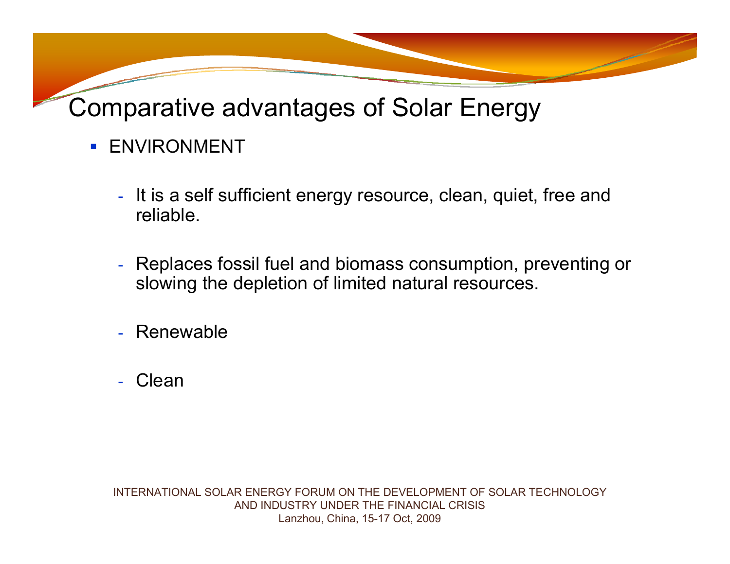# Comparative advantages of Solar Energy

- ENVIRONMENT
  - It is a self sufficient energy resource, clean, quiet, free and reliable.
  - Replaces fossil fuel and biomass consumption, preventing or slowing the depletion of limited natural resources.
  - Renewable
  - Clean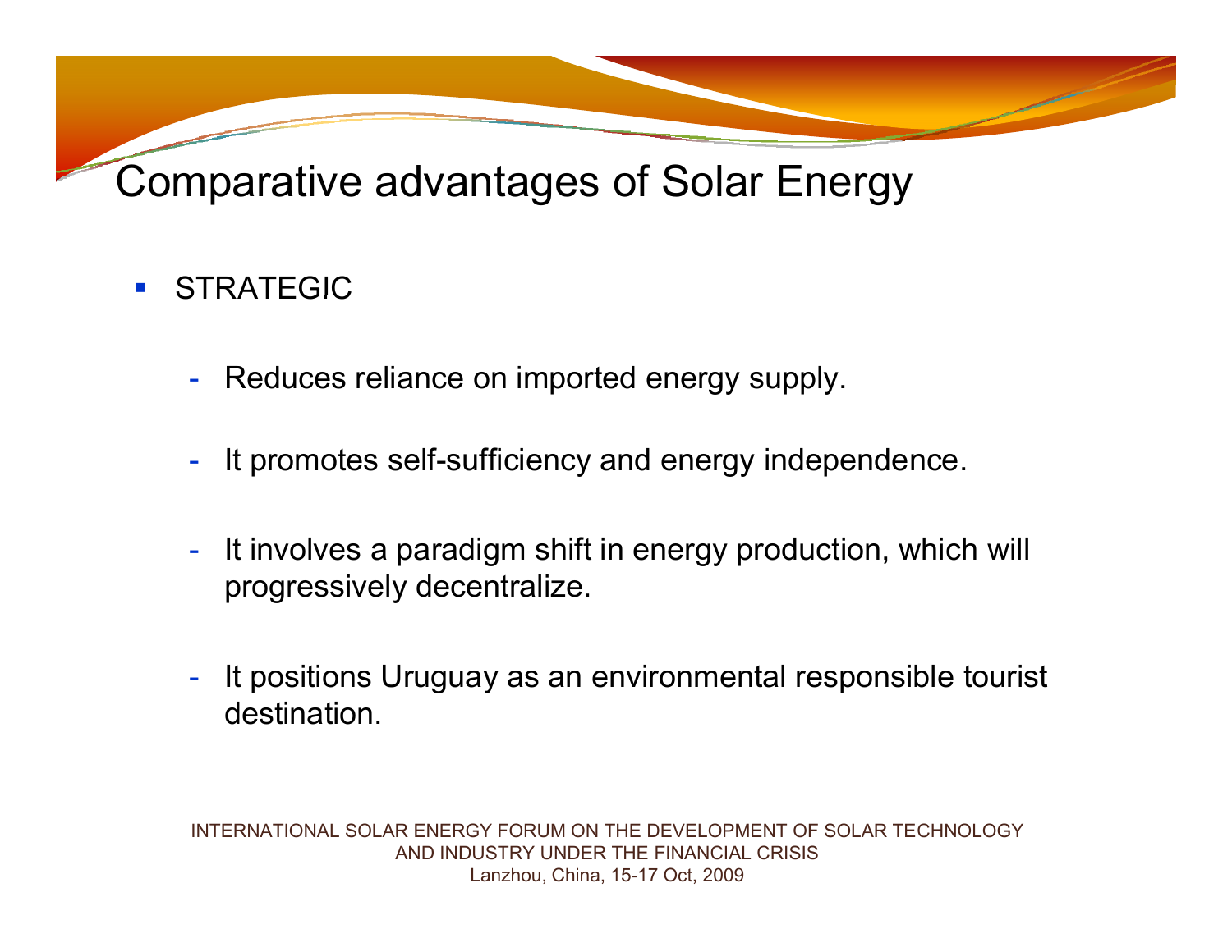# Comparative advantages of Solar Energy

- STRATEGIC

  - Reduces reliance on imported energy supply.
  - It promotes self-sufficiency and energy independence.
  - It involves a paradigm shift in energy production, which will progressively decentralize.
  - It positions Uruguay as an environmental responsible tourist destination.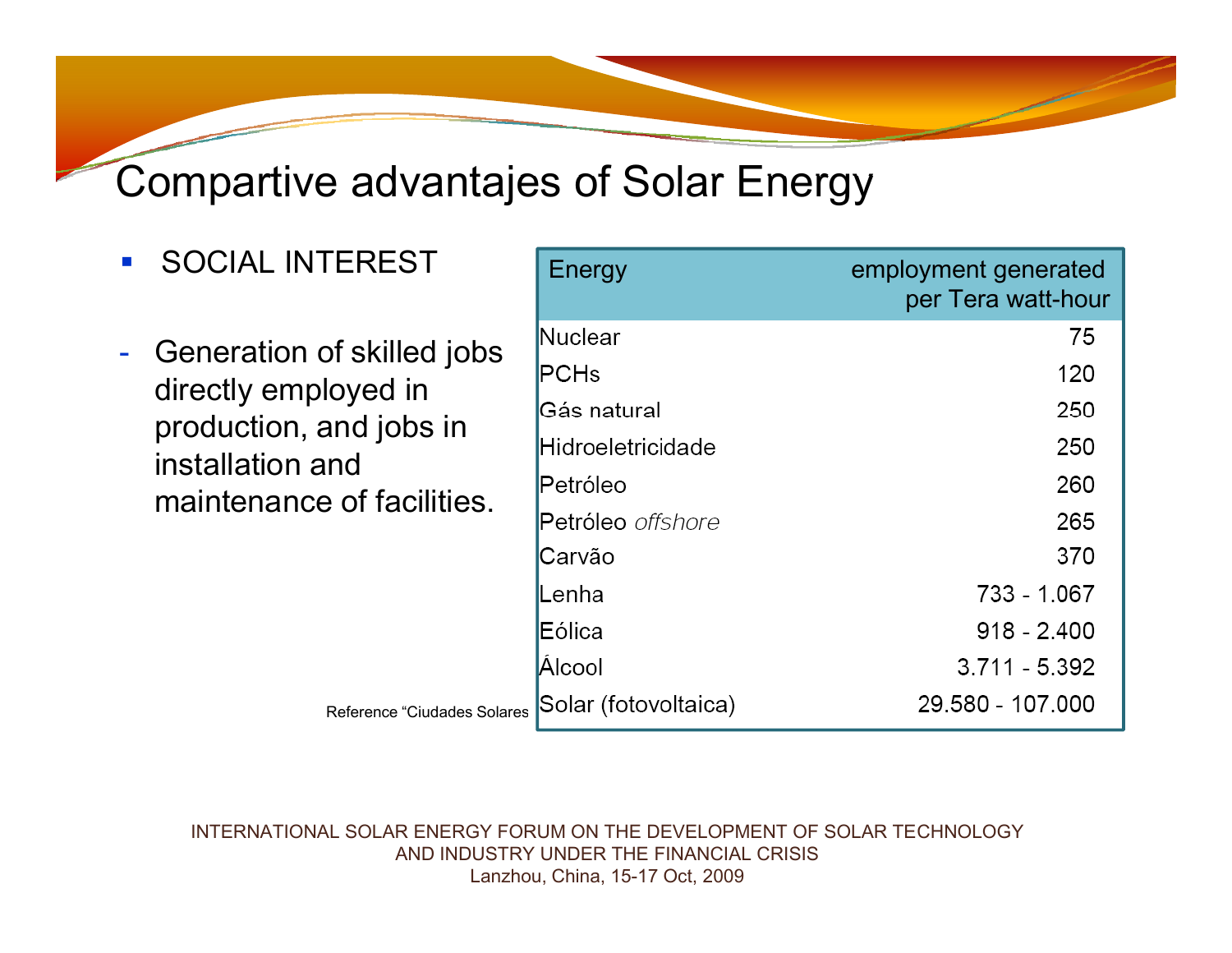# Compartive advantajes of Solar Energy

- SOCIAL INTEREST

- Generation of skilled jobs directly employed in production, and jobs in installation and maintenance of facilities.

| Energy | employment generated per Tera watt-hour |
|---|---|
| Nuclear | 75 |
| PCHs | 120 |
| Gás natural | 250 |
| Hidroeletricidade | 250 |
| Petróleo | 260 |
| Petróleo *offshore* | 265 |
| Carvão | 370 |
| Lenha | 733 - 1.067 |
| Eólica | 918 - 2.400 |
| Álcool | 3.711 - 5.392 |
| Solar (fotovoltaica) | 29.580 - 107.000 |

Reference “Ciudades Solares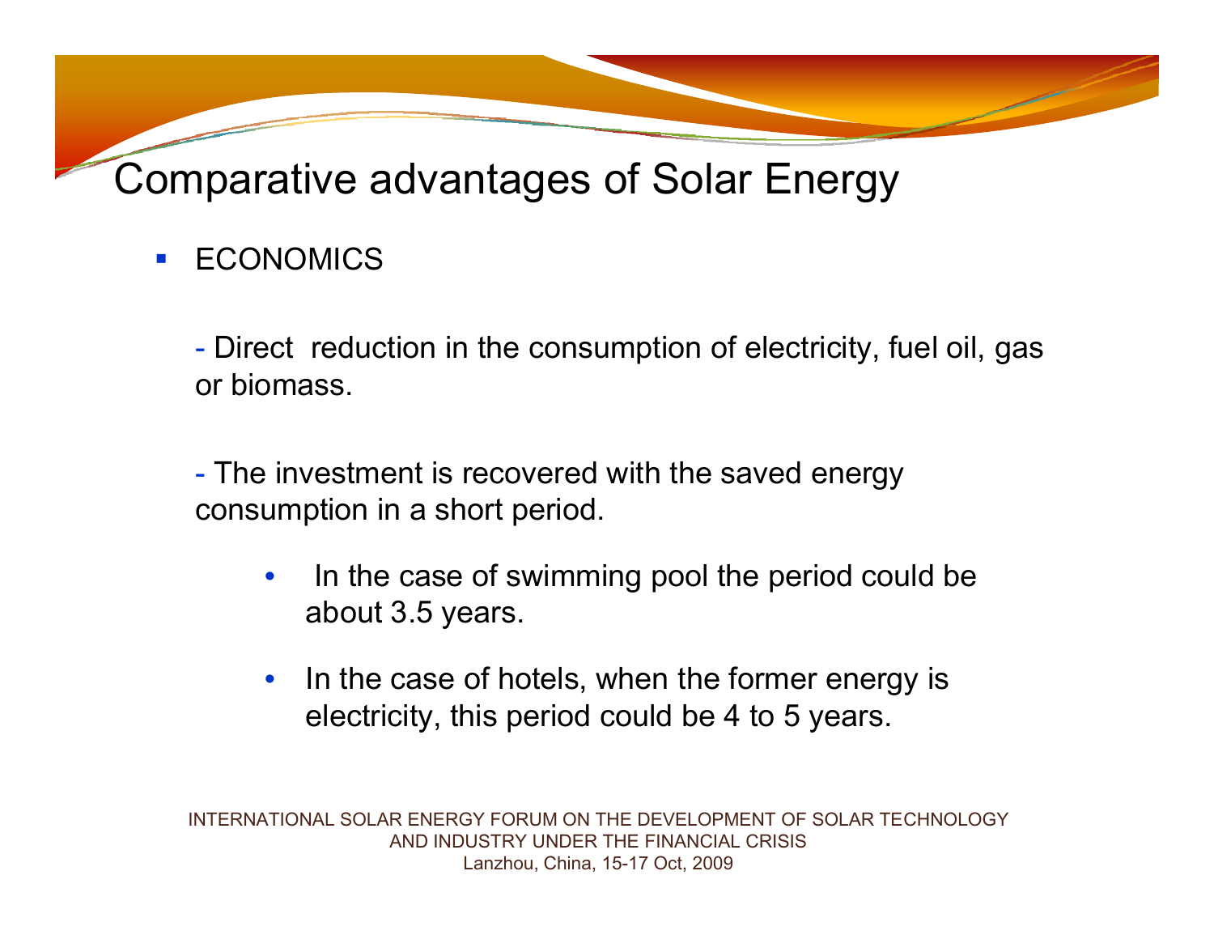# Comparative advantages of Solar Energy

- ECONOMICS

  - Direct reduction in the consumption of electricity, fuel oil, gas or biomass.

  - The investment is recovered with the saved energy consumption in a short period.

    - In the case of swimming pool the period could be about 3.5 years.
    - In the case of hotels, when the former energy is electricity, this period could be 4 to 5 years.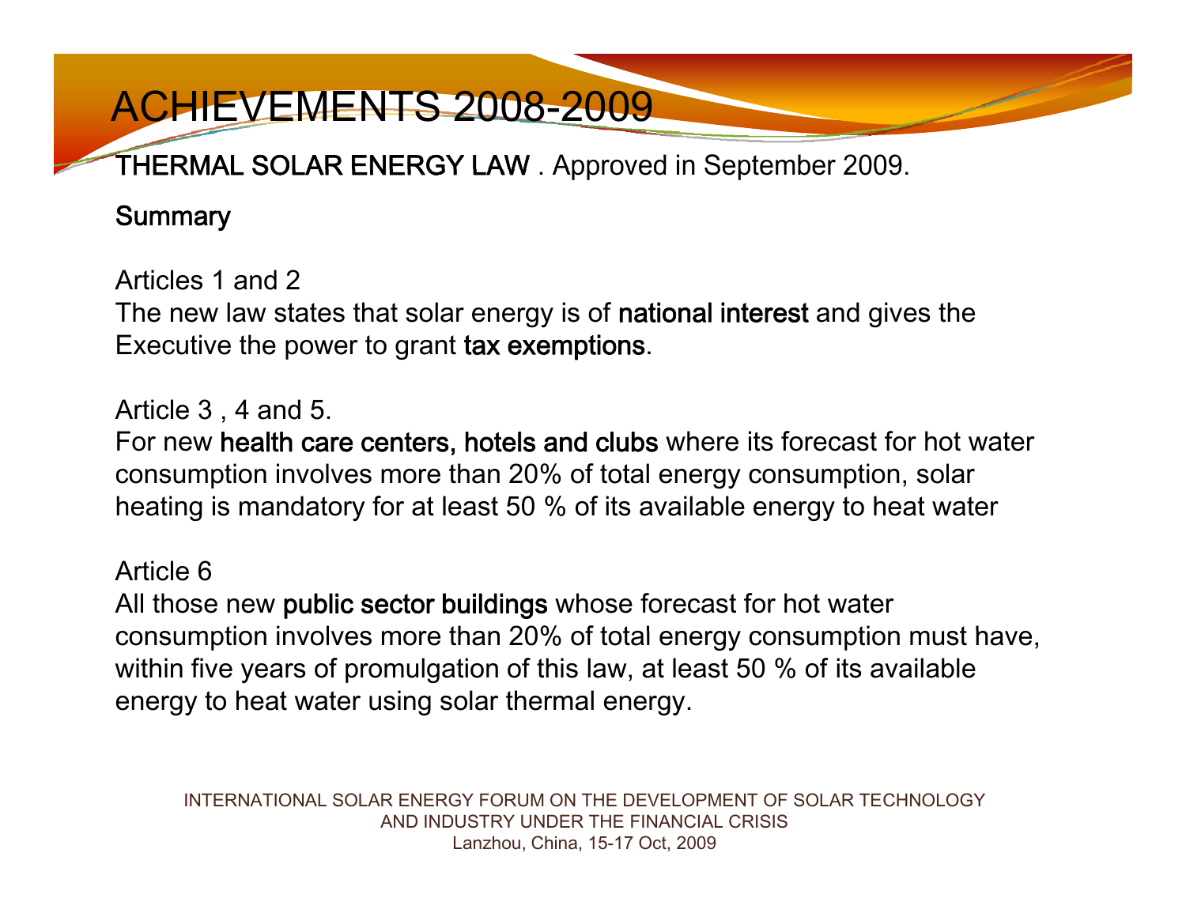# ACHIEVEMENTS 2008-2009

**THERMAL SOLAR ENERGY LAW** . Approved in September 2009.

**Summary**

Articles 1 and 2
The new law states that solar energy is of **national interest** and gives the Executive the power to grant **tax exemptions**.

Article 3 , 4 and 5.
For new **health care centers, hotels and clubs** where its forecast for hot water consumption involves more than 20% of total energy consumption, solar heating is mandatory for at least 50 % of its available energy to heat water

Article 6
All those new **public sector buildings** whose forecast for hot water consumption involves more than 20% of total energy consumption must have, within five years of promulgation of this law, at least 50 % of its available energy to heat water using solar thermal energy.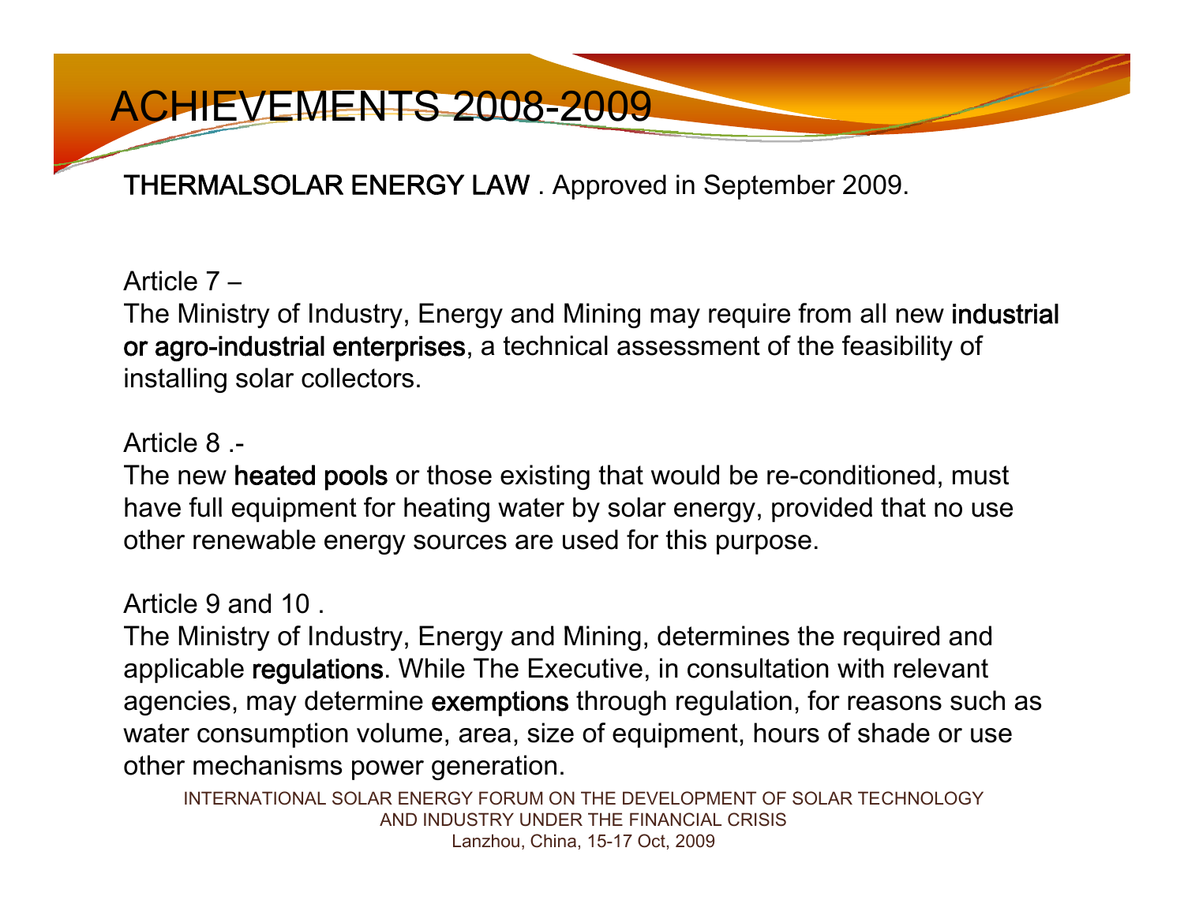# ACHIEVEMENTS 2008-2009

**THERMALSOLAR ENERGY LAW** . Approved in September 2009.

Article 7 –

The Ministry of Industry, Energy and Mining may require from all new **industrial or agro-industrial enterprises**, a technical assessment of the feasibility of installing solar collectors.

Article 8 .-

The new **heated pools** or those existing that would be re-conditioned, must have full equipment for heating water by solar energy, provided that no use other renewable energy sources are used for this purpose.

Article 9 and 10 .

The Ministry of Industry, Energy and Mining, determines the required and applicable **regulations**. While The Executive, in consultation with relevant agencies, may determine **exemptions** through regulation, for reasons such as water consumption volume, area, size of equipment, hours of shade or use other mechanisms power generation.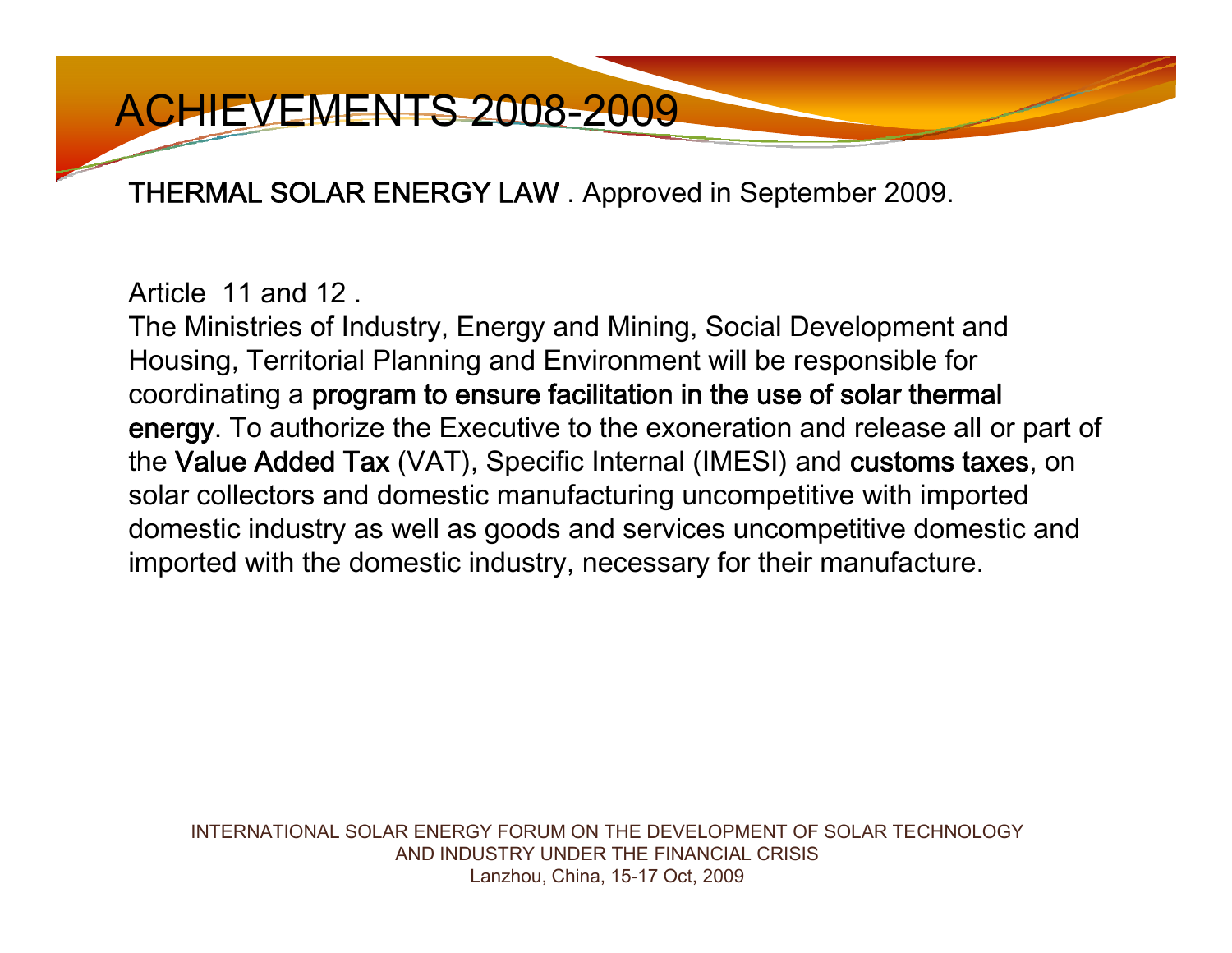# ACHIEVEMENTS 2008-2009

**THERMAL SOLAR ENERGY LAW** . Approved in September 2009.

Article 11 and 12 .
The Ministries of Industry, Energy and Mining, Social Development and Housing, Territorial Planning and Environment will be responsible for coordinating a **program to ensure facilitation in the use of solar thermal energy**. To authorize the Executive to the exoneration and release all or part of the **Value Added Tax** (VAT), Specific Internal (IMESI) and **customs taxes**, on solar collectors and domestic manufacturing uncompetitive with imported domestic industry as well as goods and services uncompetitive domestic and imported with the domestic industry, necessary for their manufacture.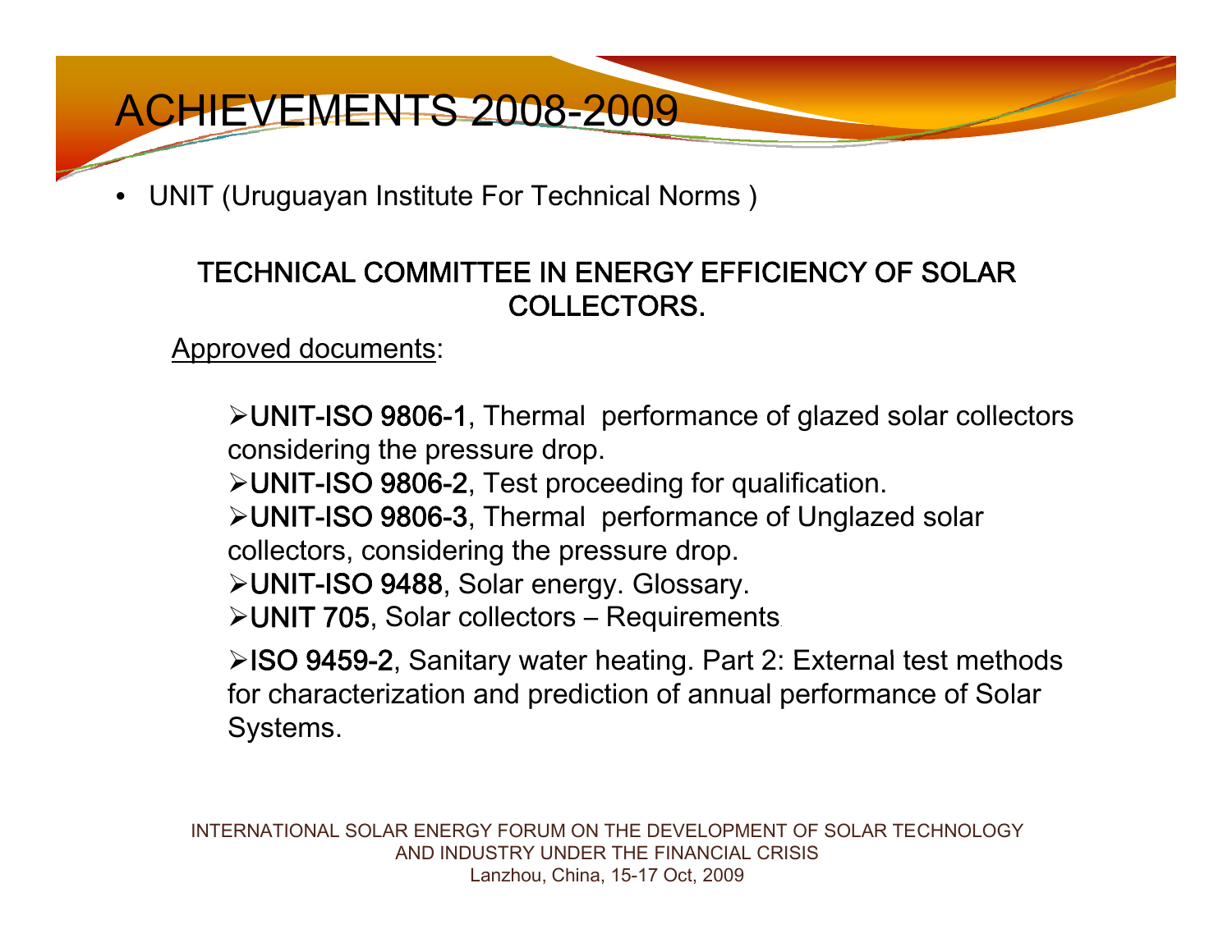# ACHIEVEMENTS 2008-2009

- UNIT (Uruguayan Institute For Technical Norms )

**TECHNICAL COMMITTEE IN ENERGY EFFICIENCY OF SOLAR COLLECTORS.**

Approved documents:

- UNIT-ISO 9806-1, Thermal performance of glazed solar collectors considering the pressure drop.
- UNIT-ISO 9806-2, Test proceeding for qualification.
- UNIT-ISO 9806-3, Thermal performance of Unglazed solar collectors, considering the pressure drop.
- UNIT-ISO 9488, Solar energy. Glossary.
- UNIT 705, Solar collectors – Requirements.
- ISO 9459-2, Sanitary water heating. Part 2: External test methods for characterization and prediction of annual performance of Solar Systems.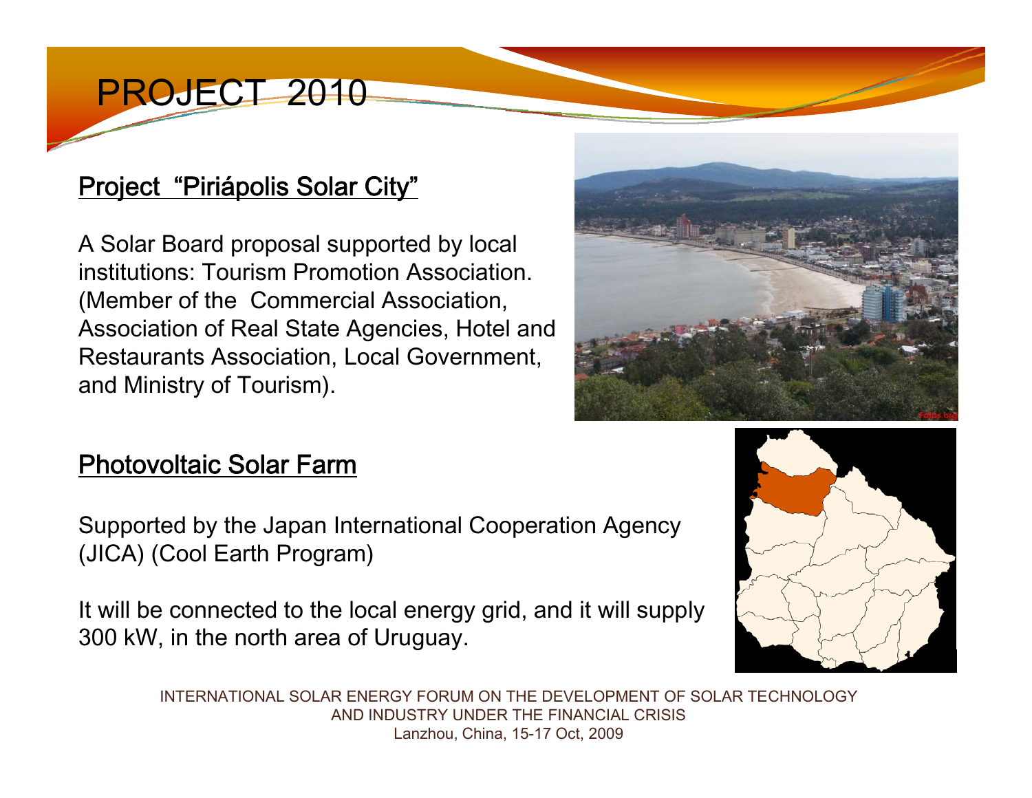# PROJECT 2010

## Project "Piriápolis Solar City"

A Solar Board proposal supported by local institutions: Tourism Promotion Association. (Member of the Commercial Association, Association of Real State Agencies, Hotel and Restaurants Association, Local Government, and Ministry of Tourism).

## Photovoltaic Solar Farm

Supported by the Japan International Cooperation Agency (JICA) (Cool Earth Program)

It will be connected to the local energy grid, and it will supply 300 kW, in the north area of Uruguay.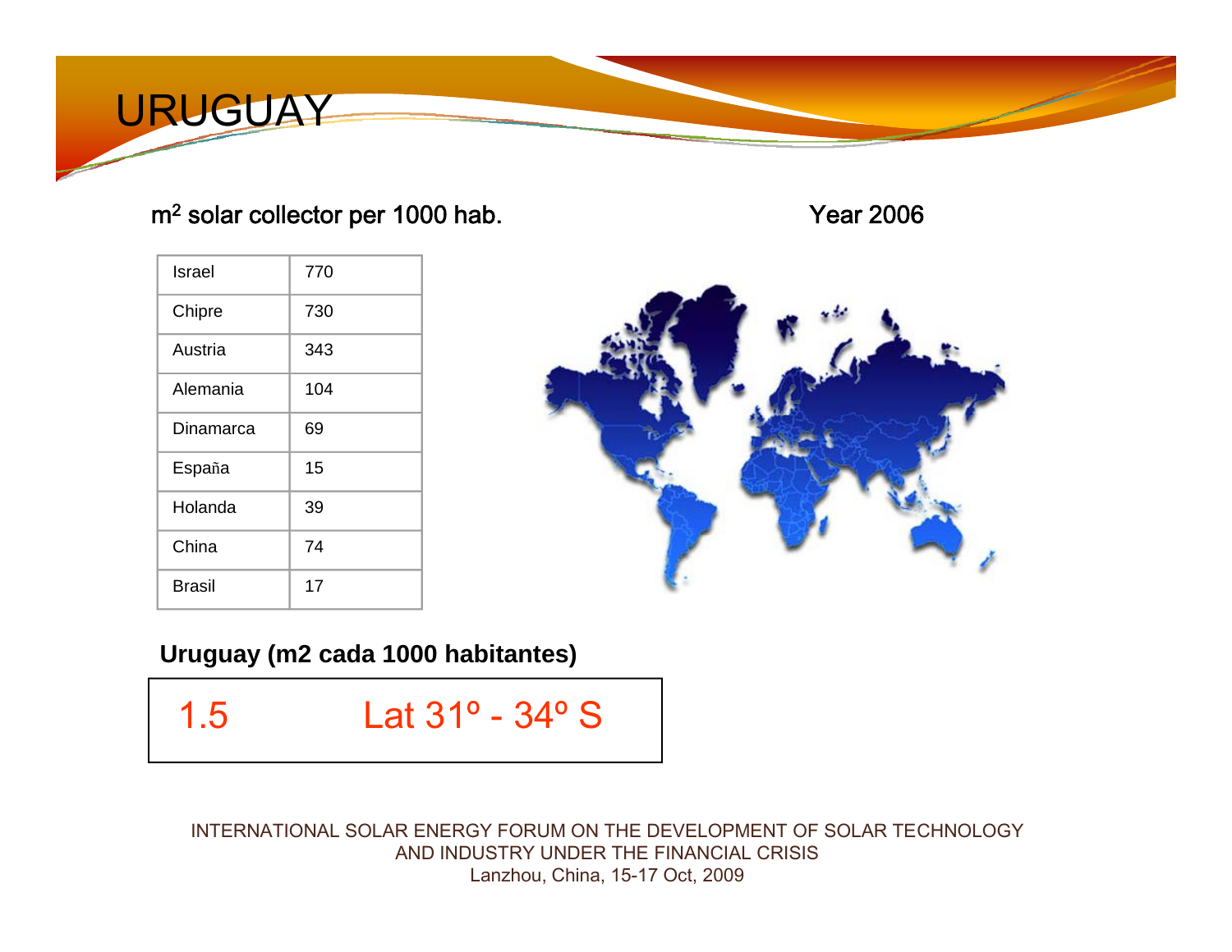# URUGUAY

$m^2$ solar collector per 1000 hab.

Year 2006

| Israel | 770 |
|---|---|
| Chipre | 730 |
| Austria | 343 |
| Alemania | 104 |
| Dinamarca | 69 |
| España | 15 |
| Holanda | 39 |
| China | 74 |
| Brasil | 17 |

**Uruguay (m2 cada 1000 habitantes)**

| 1.5 | Lat 31º - 34º S |
|---|---|

INTERNATIONAL SOLAR ENERGY FORUM ON THE DEVELOPMENT OF SOLAR TECHNOLOGY AND INDUSTRY UNDER THE FINANCIAL CRISIS
Lanzhou, China, 15-17 Oct, 2009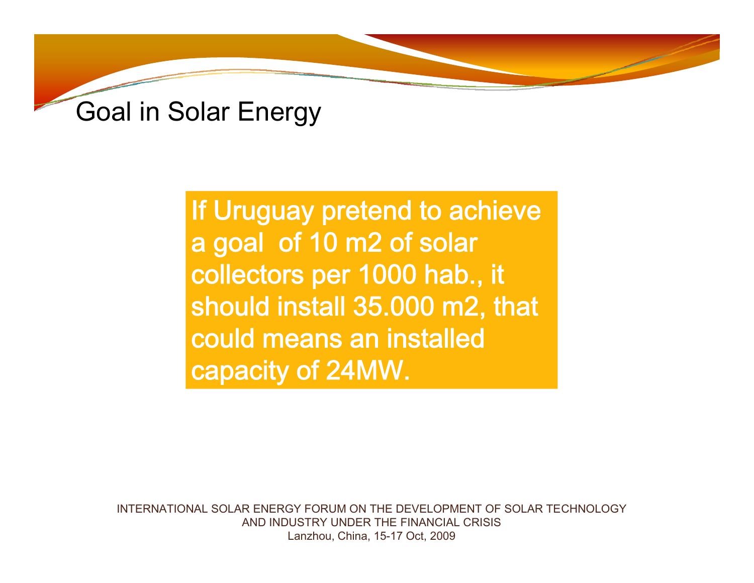# Goal in Solar Energy

If Uruguay pretend to achieve a goal of 10 m2 of solar collectors per 1000 hab., it should install 35.000 m2, that could means an installed capacity of 24MW.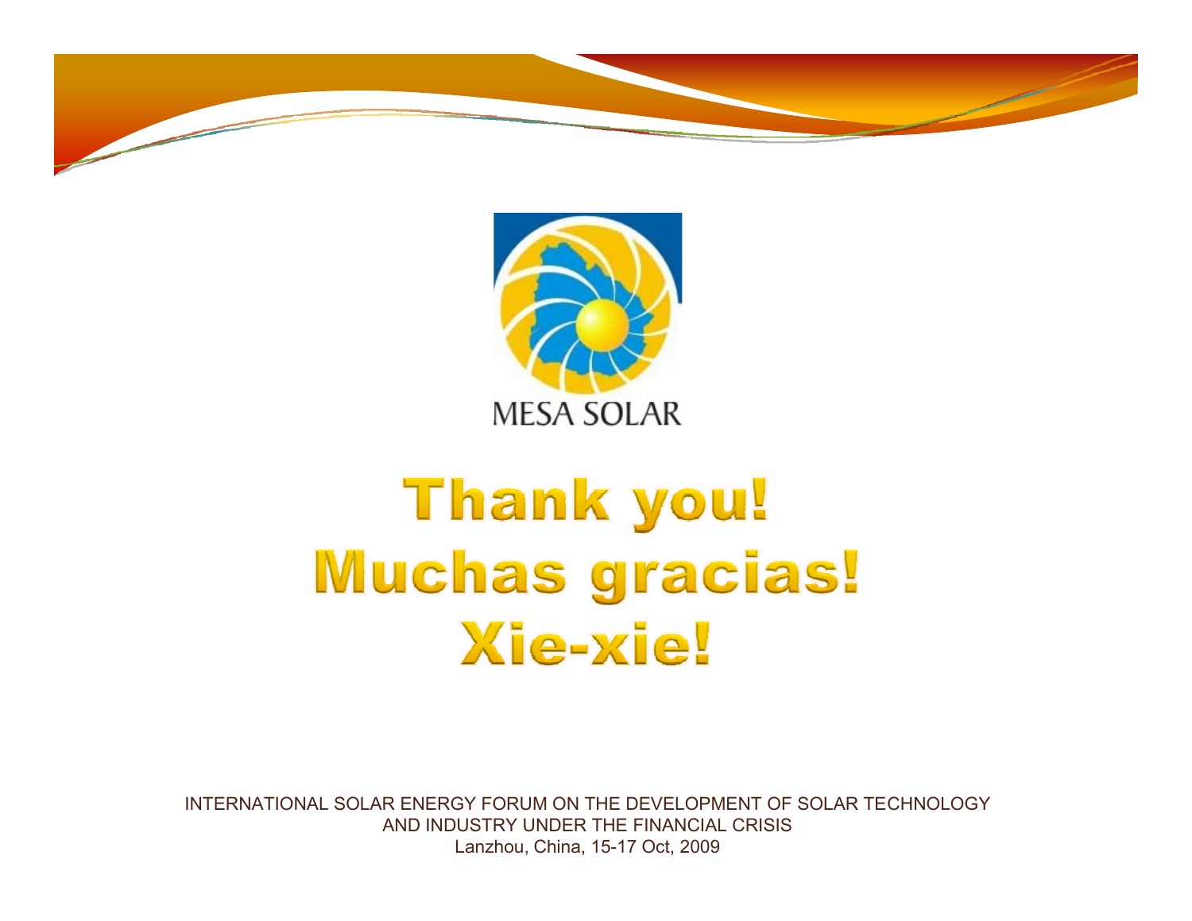MESA SOLAR

# Thank you!
# Muchas gracias!
# Xie-xie!

INTERNATIONAL SOLAR ENERGY FORUM ON THE DEVELOPMENT OF SOLAR TECHNOLOGY AND INDUSTRY UNDER THE FINANCIAL CRISIS
Lanzhou, China, 15-17 Oct, 2009